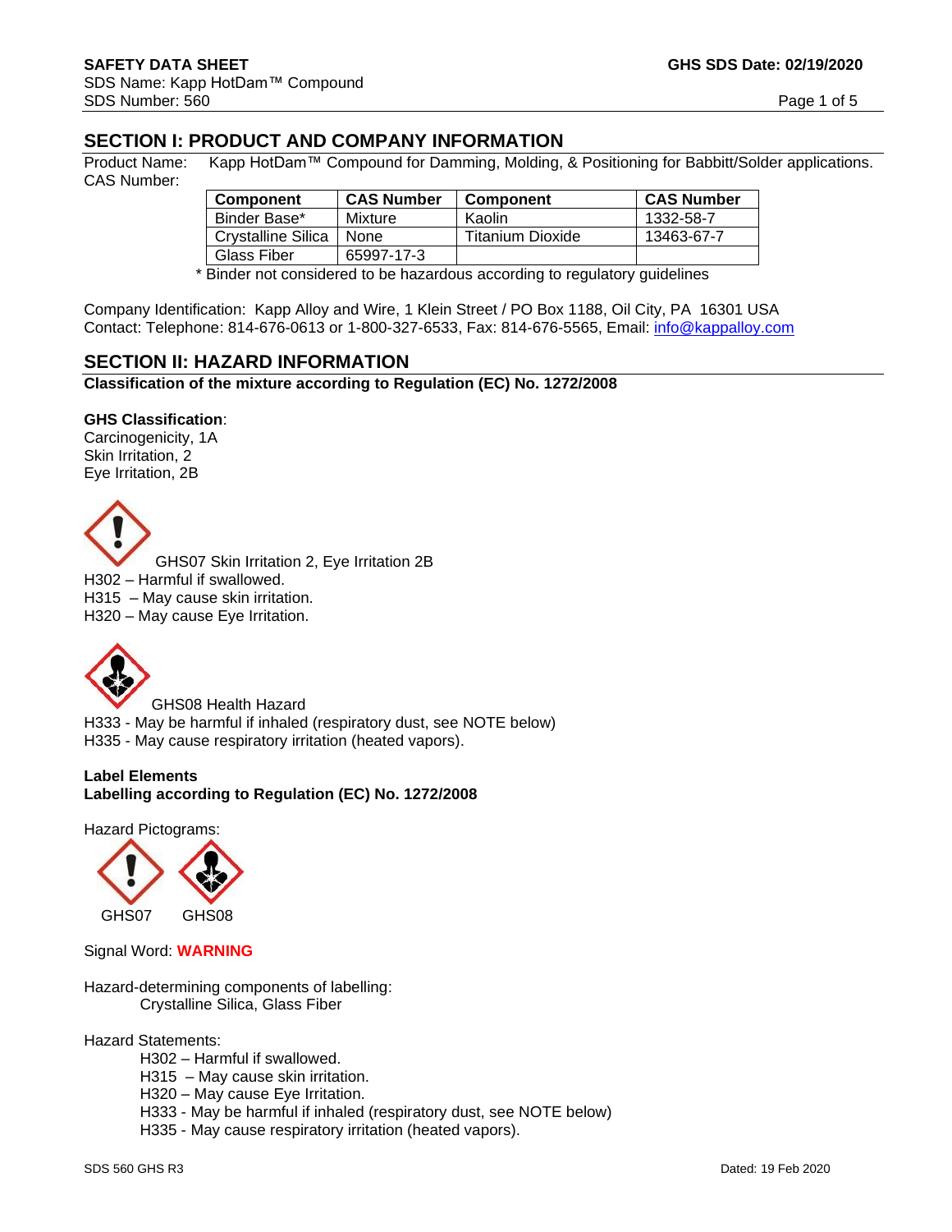**SAFETY DATA SHEET** **GHS SDS Date: 02/19/2020**
SDS Name: Kapp HotDam™ Compound
SDS Number: 560

## SECTION I: PRODUCT AND COMPANY INFORMATION

Product Name: Kapp HotDam™ Compound for Damming, Molding, & Positioning for Babbitt/Solder applications.
CAS Number:

| Component | CAS Number | Component | CAS Number |
|---|---|---|---|
| Binder Base* | Mixture | Kaolin | 1332-58-7 |
| Crystalline Silica | None | Titanium Dioxide | 13463-67-7 |
| Glass Fiber | 65997-17-3 | | |

\* Binder not considered to be hazardous according to regulatory guidelines

Company Identification: Kapp Alloy and Wire, 1 Klein Street / PO Box 1188, Oil City, PA 16301 USA
Contact: Telephone: 814-676-0613 or 1-800-327-6533, Fax: 814-676-5565, Email: info@kappalloy.com

## SECTION II: HAZARD INFORMATION

**Classification of the mixture according to Regulation (EC) No. 1272/2008**

**GHS Classification**:
Carcinogenicity, 1A
Skin Irritation, 2
Eye Irritation, 2B

GHS07 Skin Irritation 2, Eye Irritation 2B
H302 – Harmful if swallowed.
H315 – May cause skin irritation.
H320 – May cause Eye Irritation.

GHS08 Health Hazard
H333 - May be harmful if inhaled (respiratory dust, see NOTE below)
H335 - May cause respiratory irritation (heated vapors).

**Label Elements**
**Labelling according to Regulation (EC) No. 1272/2008**

Hazard Pictograms:

GHS07 GHS08

Signal Word: **WARNING**

Hazard-determining components of labelling:
Crystalline Silica, Glass Fiber

Hazard Statements:
- H302 – Harmful if swallowed.
- H315 – May cause skin irritation.
- H320 – May cause Eye Irritation.
- H333 - May be harmful if inhaled (respiratory dust, see NOTE below)
- H335 - May cause respiratory irritation (heated vapors).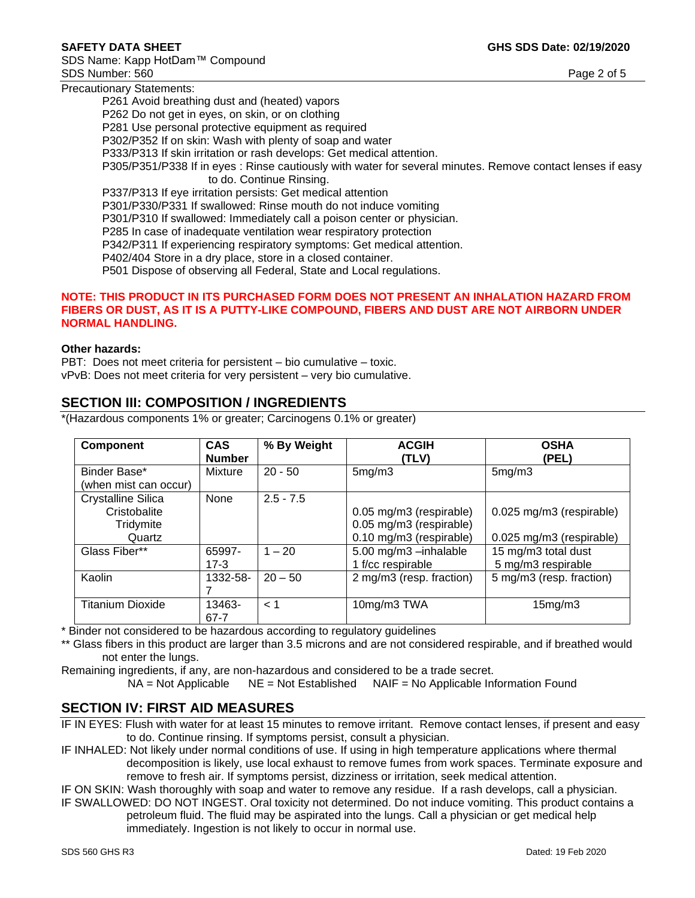Precautionary Statements:

P261 Avoid breathing dust and (heated) vapors
P262 Do not get in eyes, on skin, or on clothing
P281 Use personal protective equipment as required
P302/P352 If on skin: Wash with plenty of soap and water
P333/P313 If skin irritation or rash develops: Get medical attention.
P305/P351/P338 If in eyes : Rinse cautiously with water for several minutes. Remove contact lenses if easy to do. Continue Rinsing.
P337/P313 If eye irritation persists: Get medical attention
P301/P330/P331 If swallowed: Rinse mouth do not induce vomiting
P301/P310 If swallowed: Immediately call a poison center or physician.
P285 In case of inadequate ventilation wear respiratory protection
P342/P311 If experiencing respiratory symptoms: Get medical attention.
P402/404 Store in a dry place, store in a closed container.
P501 Dispose of observing all Federal, State and Local regulations.

**NOTE: THIS PRODUCT IN ITS PURCHASED FORM DOES NOT PRESENT AN INHALATION HAZARD FROM FIBERS OR DUST, AS IT IS A PUTTY-LIKE COMPOUND, FIBERS AND DUST ARE NOT AIRBORN UNDER NORMAL HANDLING.**

**Other hazards:**

PBT: Does not meet criteria for persistent – bio cumulative – toxic.
vPvB: Does not meet criteria for very persistent – very bio cumulative.

## SECTION III: COMPOSITION / INGREDIENTS

*(Hazardous components 1% or greater; Carcinogens 0.1% or greater)

| Component | CAS Number | % By Weight | ACGIH (TLV) | OSHA (PEL) |
|---|---|---|---|---|
| Binder Base* (when mist can occur) | Mixture | 20 - 50 | 5mg/m3 | 5mg/m3 |
| Crystalline Silica | None | 2.5 - 7.5 | | |
| Cristobalite | | | 0.05 mg/m3 (respirable) | 0.025 mg/m3 (respirable) |
| Tridymite | | | 0.05 mg/m3 (respirable) | |
| Quartz | | | 0.10 mg/m3 (respirable) | 0.025 mg/m3 (respirable) |
| Glass Fiber** | 65997-17-3 | 1 – 20 | 5.00 mg/m3 –inhalable<br>1 f/cc respirable | 15 mg/m3 total dust<br>5 mg/m3 respirable |
| Kaolin | 1332-58-7 | 20 – 50 | 2 mg/m3 (resp. fraction) | 5 mg/m3 (resp. fraction) |
| Titanium Dioxide | 13463-67-7 | < 1 | 10mg/m3 TWA | 15mg/m3 |

* Binder not considered to be hazardous according to regulatory guidelines

** Glass fibers in this product are larger than 3.5 microns and are not considered respirable, and if breathed would not enter the lungs.

Remaining ingredients, if any, are non-hazardous and considered to be a trade secret.

NA = Not Applicable NE = Not Established NAIF = No Applicable Information Found

## SECTION IV: FIRST AID MEASURES

IF IN EYES: Flush with water for at least 15 minutes to remove irritant. Remove contact lenses, if present and easy to do. Continue rinsing. If symptoms persist, consult a physician.

IF INHALED: Not likely under normal conditions of use. If using in high temperature applications where thermal decomposition is likely, use local exhaust to remove fumes from work spaces. Terminate exposure and remove to fresh air. If symptoms persist, dizziness or irritation, seek medical attention.

IF ON SKIN: Wash thoroughly with soap and water to remove any residue. If a rash develops, call a physician.

IF SWALLOWED: DO NOT INGEST. Oral toxicity not determined. Do not induce vomiting. This product contains a petroleum fluid. The fluid may be aspirated into the lungs. Call a physician or get medical help immediately. Ingestion is not likely to occur in normal use.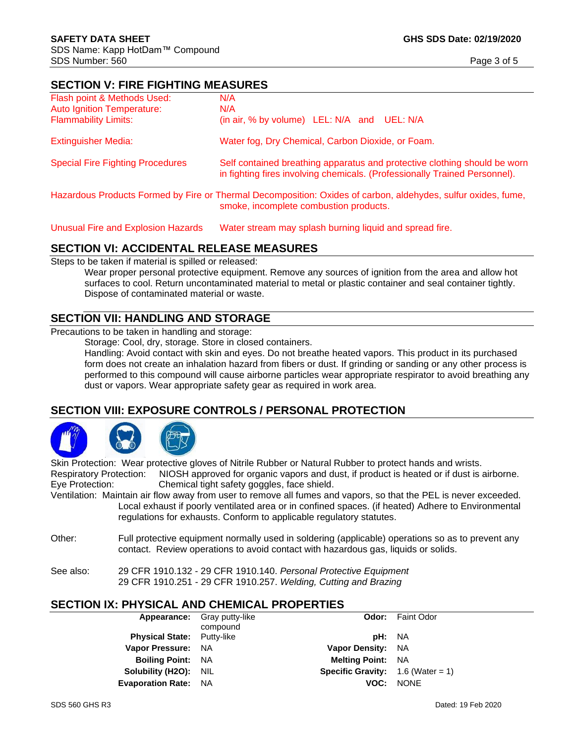## SECTION V: FIRE FIGHTING MEASURES

| | |
|---|---|
| Flash point & Methods Used: | N/A |
| Auto Ignition Temperature: | N/A |
| Flammability Limits: | (in air, % by volume) LEL: N/A and UEL: N/A |
| Extinguisher Media: | Water fog, Dry Chemical, Carbon Dioxide, or Foam. |
| Special Fire Fighting Procedures | Self contained breathing apparatus and protective clothing should be worn in fighting fires involving chemicals. (Professionally Trained Personnel). |

Hazardous Products Formed by Fire or Thermal Decomposition: Oxides of carbon, aldehydes, sulfur oxides, fume, smoke, incomplete combustion products.

Unusual Fire and Explosion Hazards: Water stream may splash burning liquid and spread fire.

## SECTION VI: ACCIDENTAL RELEASE MEASURES

Steps to be taken if material is spilled or released:

Wear proper personal protective equipment. Remove any sources of ignition from the area and allow hot surfaces to cool. Return uncontaminated material to metal or plastic container and seal container tightly. Dispose of contaminated material or waste.

## SECTION VII: HANDLING AND STORAGE

Precautions to be taken in handling and storage:

Storage: Cool, dry, storage. Store in closed containers.

Handling: Avoid contact with skin and eyes. Do not breathe heated vapors. This product in its purchased form does not create an inhalation hazard from fibers or dust. If grinding or sanding or any other process is performed to this compound will cause airborne particles wear appropriate respirator to avoid breathing any dust or vapors. Wear appropriate safety gear as required in work area.

## SECTION VIII: EXPOSURE CONTROLS / PERSONAL PROTECTION

Skin Protection: Wear protective gloves of Nitrile Rubber or Natural Rubber to protect hands and wrists.

Respiratory Protection: NIOSH approved for organic vapors and dust, if product is heated or if dust is airborne.

Eye Protection: Chemical tight safety goggles, face shield.

Ventilation: Maintain air flow away from user to remove all fumes and vapors, so that the PEL is never exceeded. Local exhaust if poorly ventilated area or in confined spaces. (if heated) Adhere to Environmental regulations for exhausts. Conform to applicable regulatory statutes.

Other: Full protective equipment normally used in soldering (applicable) operations so as to prevent any contact. Review operations to avoid contact with hazardous gas, liquids or solids.

See also: 29 CFR 1910.132 - 29 CFR 1910.140. *Personal Protective Equipment*
29 CFR 1910.251 - 29 CFR 1910.257. *Welding, Cutting and Brazing*

## SECTION IX: PHYSICAL AND CHEMICAL PROPERTIES

| | | | |
|---|---|---|---|
| **Appearance:** | Gray putty-like compound | **Odor:** | Faint Odor |
| **Physical State:** | Putty-like | **pH:** | NA |
| **Vapor Pressure:** | NA | **Vapor Density:** | NA |
| **Boiling Point:** | NA | **Melting Point:** | NA |
| **Solubility (H2O):** | NIL | **Specific Gravity:** | 1.6 (Water = 1) |
| **Evaporation Rate:** | NA | **VOC:** | NONE |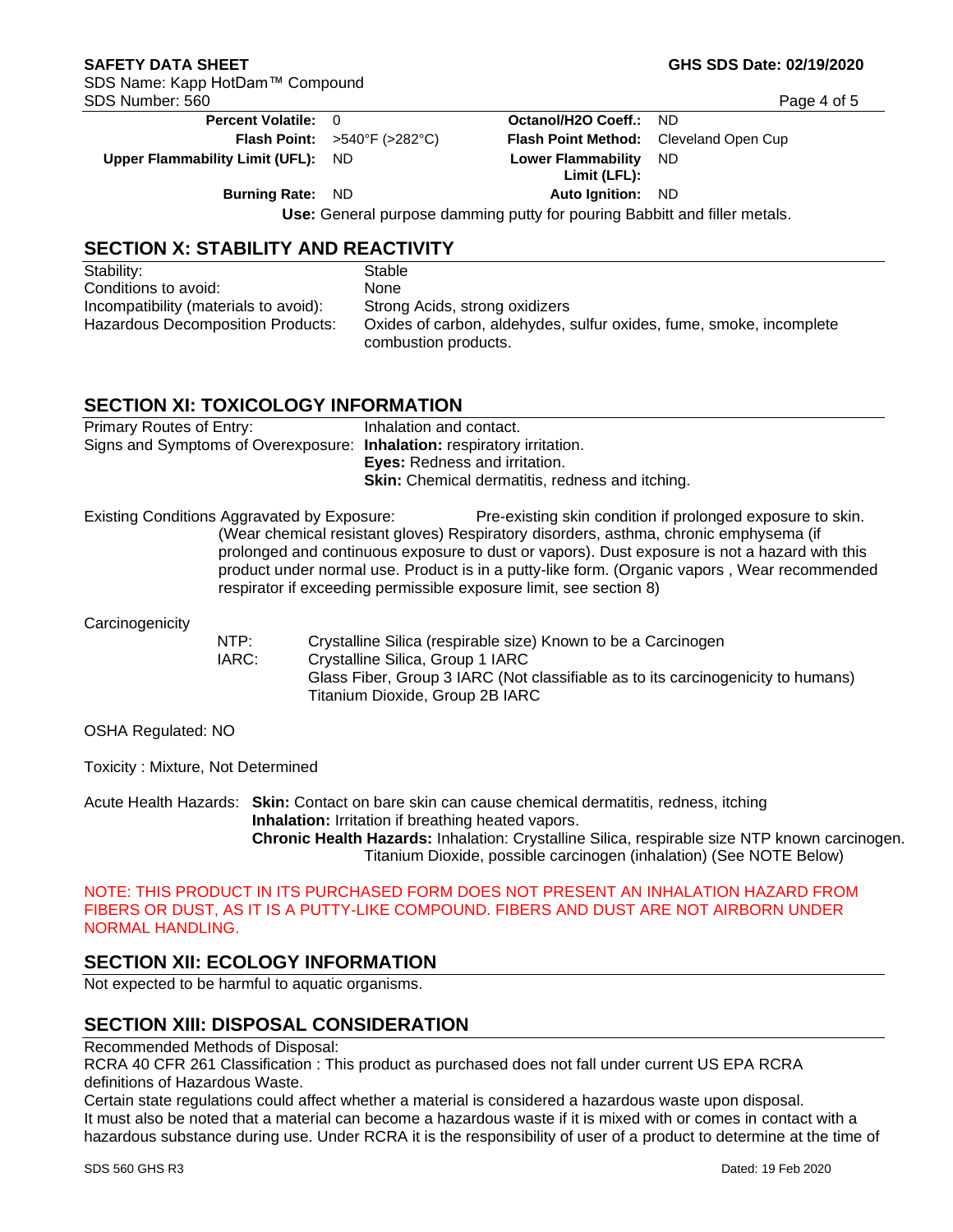| | | | |
|---|---|---|---|
| **Percent Volatile:** | 0 | **Octanol/H2O Coeff.:** | ND |
| **Flash Point:** | >540°F (>282°C) | **Flash Point Method:** | Cleveland Open Cup |
| **Upper Flammability Limit (UFL):** | ND | **Lower Flammability Limit (LFL):** | ND |
| **Burning Rate:** | ND | **Auto Ignition:** | ND |

**Use:** General purpose damming putty for pouring Babbitt and filler metals.

## SECTION X: STABILITY AND REACTIVITY

| | |
|---|---|
| Stability: | Stable |
| Conditions to avoid: | None |
| Incompatibility (materials to avoid): | Strong Acids, strong oxidizers |
| Hazardous Decomposition Products: | Oxides of carbon, aldehydes, sulfur oxides, fume, smoke, incomplete combustion products. |

## SECTION XI: TOXICOLOGY INFORMATION

Primary Routes of Entry: Inhalation and contact.

Signs and Symptoms of Overexposure:
**Inhalation:** respiratory irritation.
**Eyes:** Redness and irritation.
**Skin:** Chemical dermatitis, redness and itching.

Existing Conditions Aggravated by Exposure: Pre-existing skin condition if prolonged exposure to skin. (Wear chemical resistant gloves) Respiratory disorders, asthma, chronic emphysema (if prolonged and continuous exposure to dust or vapors). Dust exposure is not a hazard with this product under normal use. Product is in a putty-like form. (Organic vapors , Wear recommended respirator if exceeding permissible exposure limit, see section 8)

Carcinogenicity

NTP: Crystalline Silica (respirable size) Known to be a Carcinogen

IARC: Crystalline Silica, Group 1 IARC
Glass Fiber, Group 3 IARC (Not classifiable as to its carcinogenicity to humans)
Titanium Dioxide, Group 2B IARC

OSHA Regulated: NO

Toxicity : Mixture, Not Determined

Acute Health Hazards: **Skin:** Contact on bare skin can cause chemical dermatitis, redness, itching
**Inhalation:** Irritation if breathing heated vapors.
**Chronic Health Hazards:** Inhalation: Crystalline Silica, respirable size NTP known carcinogen.
Titanium Dioxide, possible carcinogen (inhalation) (See NOTE Below)

NOTE: THIS PRODUCT IN ITS PURCHASED FORM DOES NOT PRESENT AN INHALATION HAZARD FROM FIBERS OR DUST, AS IT IS A PUTTY-LIKE COMPOUND. FIBERS AND DUST ARE NOT AIRBORN UNDER NORMAL HANDLING.

## SECTION XII: ECOLOGY INFORMATION

Not expected to be harmful to aquatic organisms.

## SECTION XIII: DISPOSAL CONSIDERATION

Recommended Methods of Disposal:
RCRA 40 CFR 261 Classification : This product as purchased does not fall under current US EPA RCRA definitions of Hazardous Waste.
Certain state regulations could affect whether a material is considered a hazardous waste upon disposal.
It must also be noted that a material can become a hazardous waste if it is mixed with or comes in contact with a hazardous substance during use. Under RCRA it is the responsibility of user of a product to determine at the time of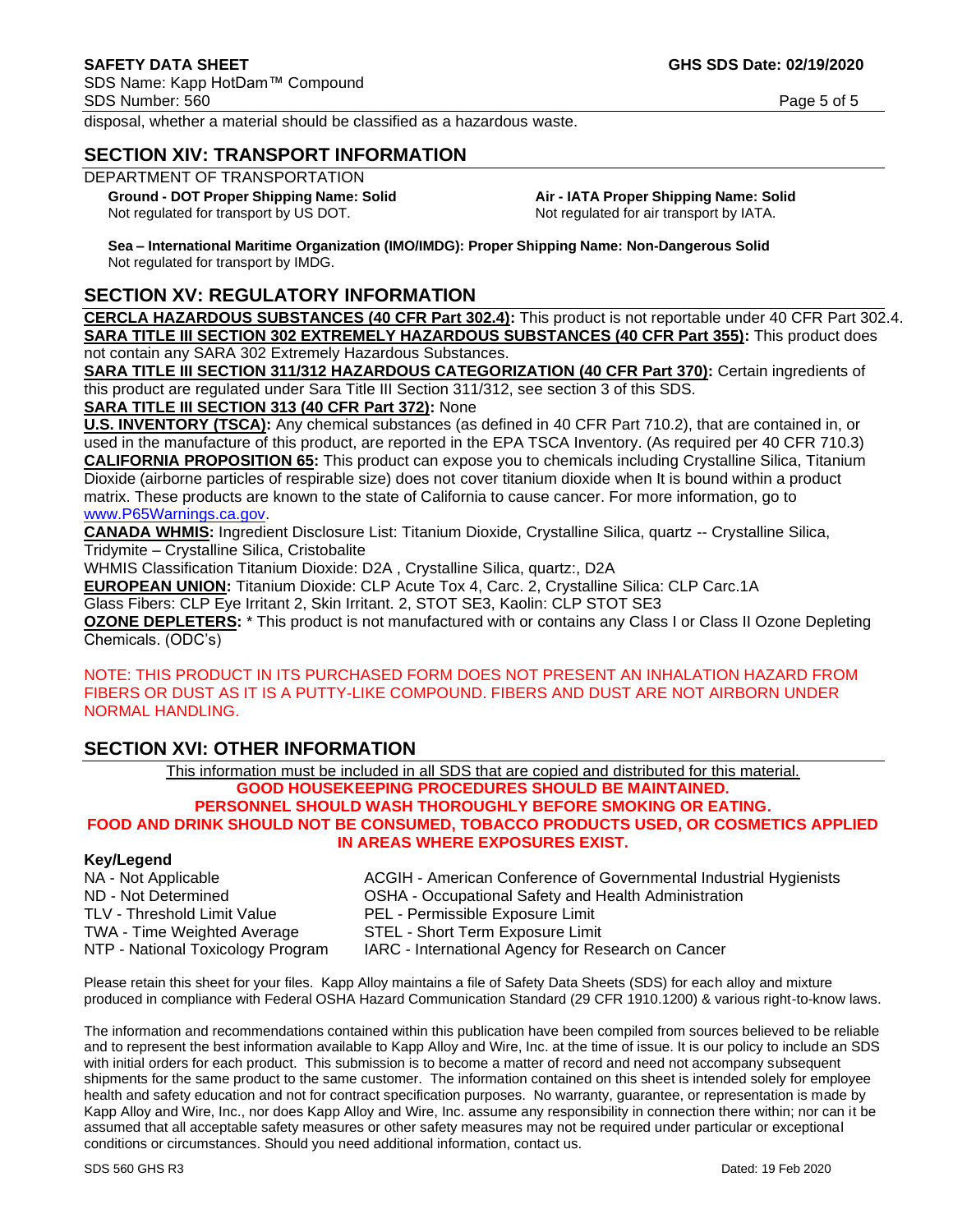disposal, whether a material should be classified as a hazardous waste.

## SECTION XIV: TRANSPORT INFORMATION

DEPARTMENT OF TRANSPORTATION

**Ground - DOT Proper Shipping Name: Solid**
Not regulated for transport by US DOT.

**Air - IATA Proper Shipping Name: Solid**
Not regulated for air transport by IATA.

**Sea – International Maritime Organization (IMO/IMDG): Proper Shipping Name: Non-Dangerous Solid**
Not regulated for transport by IMDG.

## SECTION XV: REGULATORY INFORMATION

**CERCLA HAZARDOUS SUBSTANCES (40 CFR Part 302.4):** This product is not reportable under 40 CFR Part 302.4.
**SARA TITLE III SECTION 302 EXTREMELY HAZARDOUS SUBSTANCES (40 CFR Part 355):** This product does not contain any SARA 302 Extremely Hazardous Substances.
**SARA TITLE III SECTION 311/312 HAZARDOUS CATEGORIZATION (40 CFR Part 370):** Certain ingredients of this product are regulated under Sara Title III Section 311/312, see section 3 of this SDS.
**SARA TITLE III SECTION 313 (40 CFR Part 372):** None
**U.S. INVENTORY (TSCA):** Any chemical substances (as defined in 40 CFR Part 710.2), that are contained in, or used in the manufacture of this product, are reported in the EPA TSCA Inventory. (As required per 40 CFR 710.3)
**CALIFORNIA PROPOSITION 65:** This product can expose you to chemicals including Crystalline Silica, Titanium Dioxide (airborne particles of respirable size) does not cover titanium dioxide when It is bound within a product matrix. These products are known to the state of California to cause cancer. For more information, go to www.P65Warnings.ca.gov.
**CANADA WHMIS:** Ingredient Disclosure List: Titanium Dioxide, Crystalline Silica, quartz -- Crystalline Silica, Tridymite – Crystalline Silica, Cristobalite
WHMIS Classification Titanium Dioxide: D2A , Crystalline Silica, quartz:, D2A
**EUROPEAN UNION:** Titanium Dioxide: CLP Acute Tox 4, Carc. 2, Crystalline Silica: CLP Carc.1A
Glass Fibers: CLP Eye Irritant 2, Skin Irritant. 2, STOT SE3, Kaolin: CLP STOT SE3
**OZONE DEPLETERS:** * This product is not manufactured with or contains any Class I or Class II Ozone Depleting Chemicals. (ODC's)

NOTE: THIS PRODUCT IN ITS PURCHASED FORM DOES NOT PRESENT AN INHALATION HAZARD FROM FIBERS OR DUST AS IT IS A PUTTY-LIKE COMPOUND. FIBERS AND DUST ARE NOT AIRBORN UNDER NORMAL HANDLING.

## SECTION XVI: OTHER INFORMATION

This information must be included in all SDS that are copied and distributed for this material.

**GOOD HOUSEKEEPING PROCEDURES SHOULD BE MAINTAINED.**
**PERSONNEL SHOULD WASH THOROUGHLY BEFORE SMOKING OR EATING.**
**FOOD AND DRINK SHOULD NOT BE CONSUMED, TOBACCO PRODUCTS USED, OR COSMETICS APPLIED IN AREAS WHERE EXPOSURES EXIST.**

**Key/Legend**

| | |
|---|---|
| NA - Not Applicable | ACGIH - American Conference of Governmental Industrial Hygienists |
| ND - Not Determined | OSHA - Occupational Safety and Health Administration |
| TLV - Threshold Limit Value | PEL - Permissible Exposure Limit |
| TWA - Time Weighted Average | STEL - Short Term Exposure Limit |
| NTP - National Toxicology Program | IARC - International Agency for Research on Cancer |

Please retain this sheet for your files. Kapp Alloy maintains a file of Safety Data Sheets (SDS) for each alloy and mixture produced in compliance with Federal OSHA Hazard Communication Standard (29 CFR 1910.1200) & various right-to-know laws.

The information and recommendations contained within this publication have been compiled from sources believed to be reliable and to represent the best information available to Kapp Alloy and Wire, Inc. at the time of issue. It is our policy to include an SDS with initial orders for each product. This submission is to become a matter of record and need not accompany subsequent shipments for the same product to the same customer. The information contained on this sheet is intended solely for employee health and safety education and not for contract specification purposes. No warranty, guarantee, or representation is made by Kapp Alloy and Wire, Inc., nor does Kapp Alloy and Wire, Inc. assume any responsibility in connection there within; nor can it be assumed that all acceptable safety measures or other safety measures may not be required under particular or exceptional conditions or circumstances. Should you need additional information, contact us.